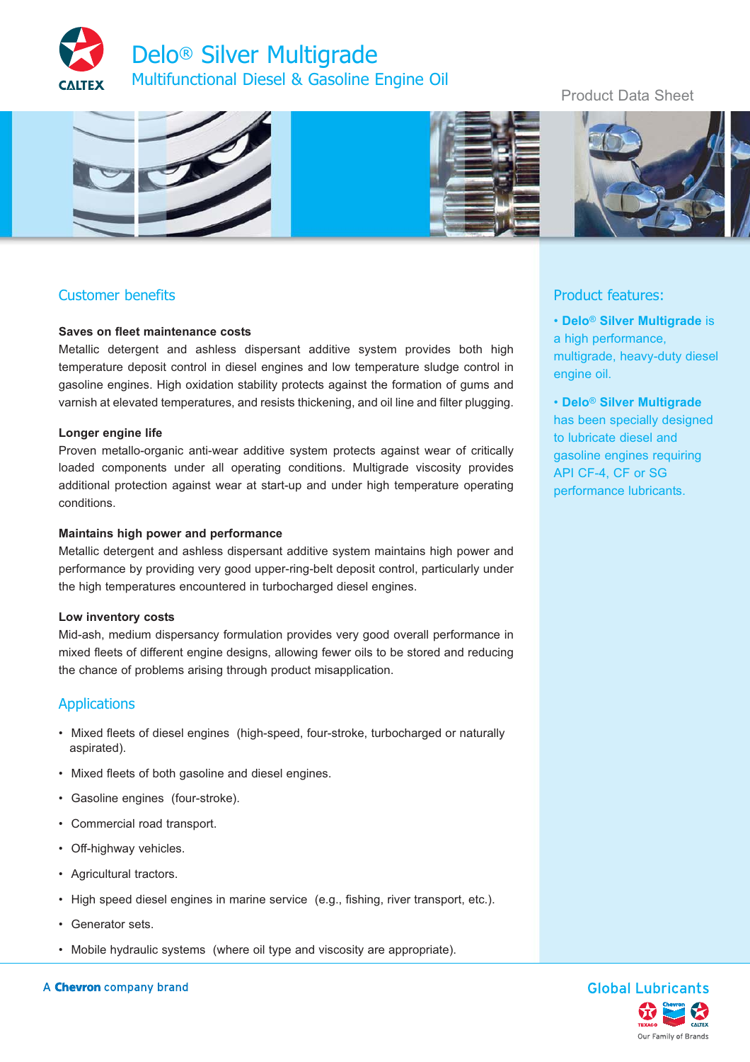CALTEX

# Delo® Silver Multigrade

## Multifunctional Diesel & Gasoline Engine Oil

Product Data Sheet

## Customer benefits

**Saves on fleet maintenance costs**

Metallic detergent and ashless dispersant additive system provides both high temperature deposit control in diesel engines and low temperature sludge control in gasoline engines. High oxidation stability protects against the formation of gums and varnish at elevated temperatures, and resists thickening, and oil line and filter plugging.

**Longer engine life**

Proven metallo-organic anti-wear additive system protects against wear of critically loaded components under all operating conditions. Multigrade viscosity provides additional protection against wear at start-up and under high temperature operating conditions.

**Maintains high power and performance**

Metallic detergent and ashless dispersant additive system maintains high power and performance by providing very good upper-ring-belt deposit control, particularly under the high temperatures encountered in turbocharged diesel engines.

**Low inventory costs**

Mid-ash, medium dispersancy formulation provides very good overall performance in mixed fleets of different engine designs, allowing fewer oils to be stored and reducing the chance of problems arising through product misapplication.

## Applications

- Mixed fleets of diesel engines (high-speed, four-stroke, turbocharged or naturally aspirated).
- Mixed fleets of both gasoline and diesel engines.
- Gasoline engines (four-stroke).
- Commercial road transport.
- Off-highway vehicles.
- Agricultural tractors.
- High speed diesel engines in marine service (e.g., fishing, river transport, etc.).
- Generator sets.
- Mobile hydraulic systems (where oil type and viscosity are appropriate).

## Product features:

- **Delo® Silver Multigrade** is a high performance, multigrade, heavy-duty diesel engine oil.
- **Delo® Silver Multigrade** has been specially designed to lubricate diesel and gasoline engines requiring API CF-4, CF or SG performance lubricants.

A **Chevron** company brand

Global Lubricants

Our Family of Brands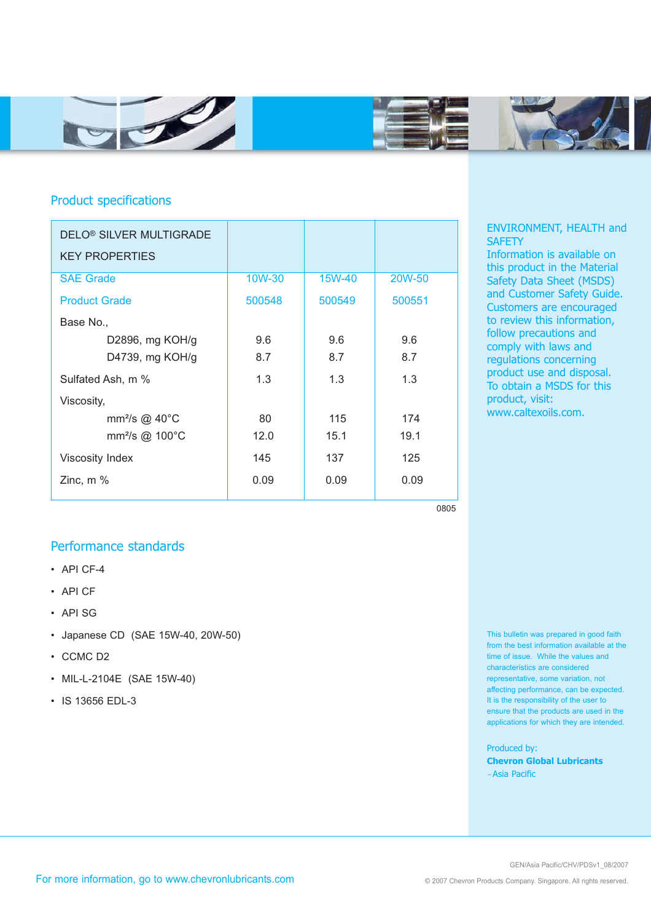## Product specifications

| DELO® SILVER MULTIGRADE<br>KEY PROPERTIES | | | |
|---|---|---|---|
| SAE Grade | 10W-30 | 15W-40 | 20W-50 |
| Product Grade | 500548 | 500549 | 500551 |
| Base No., | | | |
| D2896, mg KOH/g | 9.6 | 9.6 | 9.6 |
| D4739, mg KOH/g | 8.7 | 8.7 | 8.7 |
| Sulfated Ash, m % | 1.3 | 1.3 | 1.3 |
| Viscosity, | | | |
| $mm^2/s$ @ 40°C | 80 | 115 | 174 |
| $mm^2/s$ @ 100°C | 12.0 | 15.1 | 19.1 |
| Viscosity Index | 145 | 137 | 125 |
| Zinc, m % | 0.09 | 0.09 | 0.09 |

0805

## Performance standards

- API CF-4
- API CF
- API SG
- Japanese CD (SAE 15W-40, 20W-50)
- CCMC D2
- MIL-L-2104E (SAE 15W-40)
- IS 13656 EDL-3

### ENVIRONMENT, HEALTH and SAFETY

Information is available on this product in the Material Safety Data Sheet (MSDS) and Customer Safety Guide. Customers are encouraged to review this information, follow precautions and comply with laws and regulations concerning product use and disposal. To obtain a MSDS for this product, visit: www.caltexoils.com.

This bulletin was prepared in good faith from the best information available at the time of issue. While the values and characteristics are considered representative, some variation, not affecting performance, can be expected. It is the responsibility of the user to ensure that the products are used in the applications for which they are intended.

Produced by:
**Chevron Global Lubricants**
- Asia Pacific

For more information, go to www.chevronlubricants.com

GEN/Asia Pacific/CHV/PDSv1_08/2007

© 2007 Chevron Products Company. Singapore. All rights reserved.